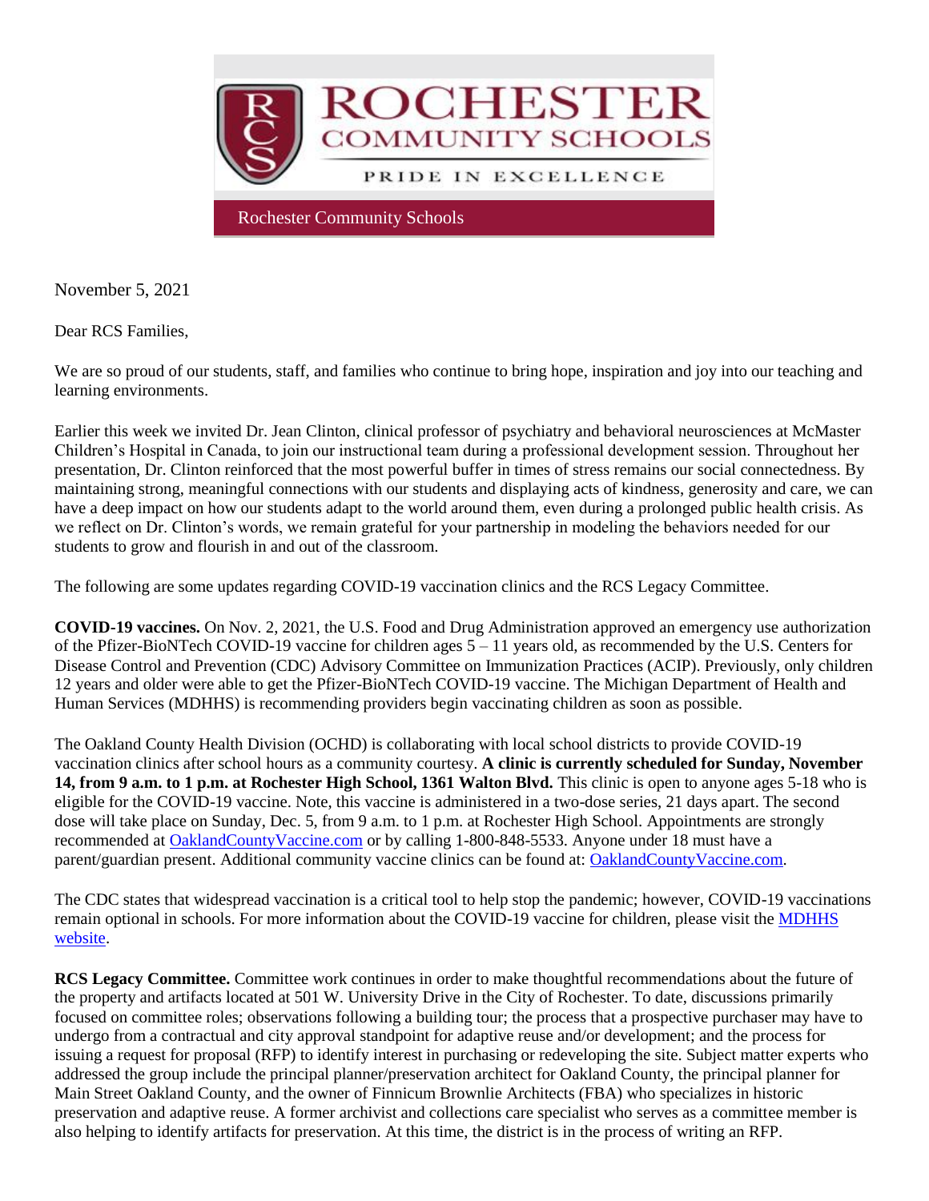# ROCHESTER COMMUNITY SCHOOLS

PRIDE IN EXCELLENCE

Rochester Community Schools

November 5, 2021

Dear RCS Families,

We are so proud of our students, staff, and families who continue to bring hope, inspiration and joy into our teaching and learning environments.

Earlier this week we invited Dr. Jean Clinton, clinical professor of psychiatry and behavioral neurosciences at McMaster Children's Hospital in Canada, to join our instructional team during a professional development session. Throughout her presentation, Dr. Clinton reinforced that the most powerful buffer in times of stress remains our social connectedness. By maintaining strong, meaningful connections with our students and displaying acts of kindness, generosity and care, we can have a deep impact on how our students adapt to the world around them, even during a prolonged public health crisis. As we reflect on Dr. Clinton's words, we remain grateful for your partnership in modeling the behaviors needed for our students to grow and flourish in and out of the classroom.

The following are some updates regarding COVID-19 vaccination clinics and the RCS Legacy Committee.

**COVID-19 vaccines.** On Nov. 2, 2021, the U.S. Food and Drug Administration approved an emergency use authorization of the Pfizer-BioNTech COVID-19 vaccine for children ages 5 – 11 years old, as recommended by the U.S. Centers for Disease Control and Prevention (CDC) Advisory Committee on Immunization Practices (ACIP). Previously, only children 12 years and older were able to get the Pfizer-BioNTech COVID-19 vaccine. The Michigan Department of Health and Human Services (MDHHS) is recommending providers begin vaccinating children as soon as possible.

The Oakland County Health Division (OCHD) is collaborating with local school districts to provide COVID-19 vaccination clinics after school hours as a community courtesy. **A clinic is currently scheduled for Sunday, November 14, from 9 a.m. to 1 p.m. at Rochester High School, 1361 Walton Blvd.** This clinic is open to anyone ages 5-18 who is eligible for the COVID-19 vaccine. Note, this vaccine is administered in a two-dose series, 21 days apart. The second dose will take place on Sunday, Dec. 5, from 9 a.m. to 1 p.m. at Rochester High School. Appointments are strongly recommended at [OaklandCountyVaccine.com](OaklandCountyVaccine.com) or by calling 1-800-848-5533. Anyone under 18 must have a parent/guardian present. Additional community vaccine clinics can be found at: [OaklandCountyVaccine.com](OaklandCountyVaccine.com).

The CDC states that widespread vaccination is a critical tool to help stop the pandemic; however, COVID-19 vaccinations remain optional in schools. For more information about the COVID-19 vaccine for children, please visit the [MDHHS website]().

**RCS Legacy Committee.** Committee work continues in order to make thoughtful recommendations about the future of the property and artifacts located at 501 W. University Drive in the City of Rochester. To date, discussions primarily focused on committee roles; observations following a building tour; the process that a prospective purchaser may have to undergo from a contractual and city approval standpoint for adaptive reuse and/or development; and the process for issuing a request for proposal (RFP) to identify interest in purchasing or redeveloping the site. Subject matter experts who addressed the group include the principal planner/preservation architect for Oakland County, the principal planner for Main Street Oakland County, and the owner of Finnicum Brownlie Architects (FBA) who specializes in historic preservation and adaptive reuse. A former archivist and collections care specialist who serves as a committee member is also helping to identify artifacts for preservation. At this time, the district is in the process of writing an RFP.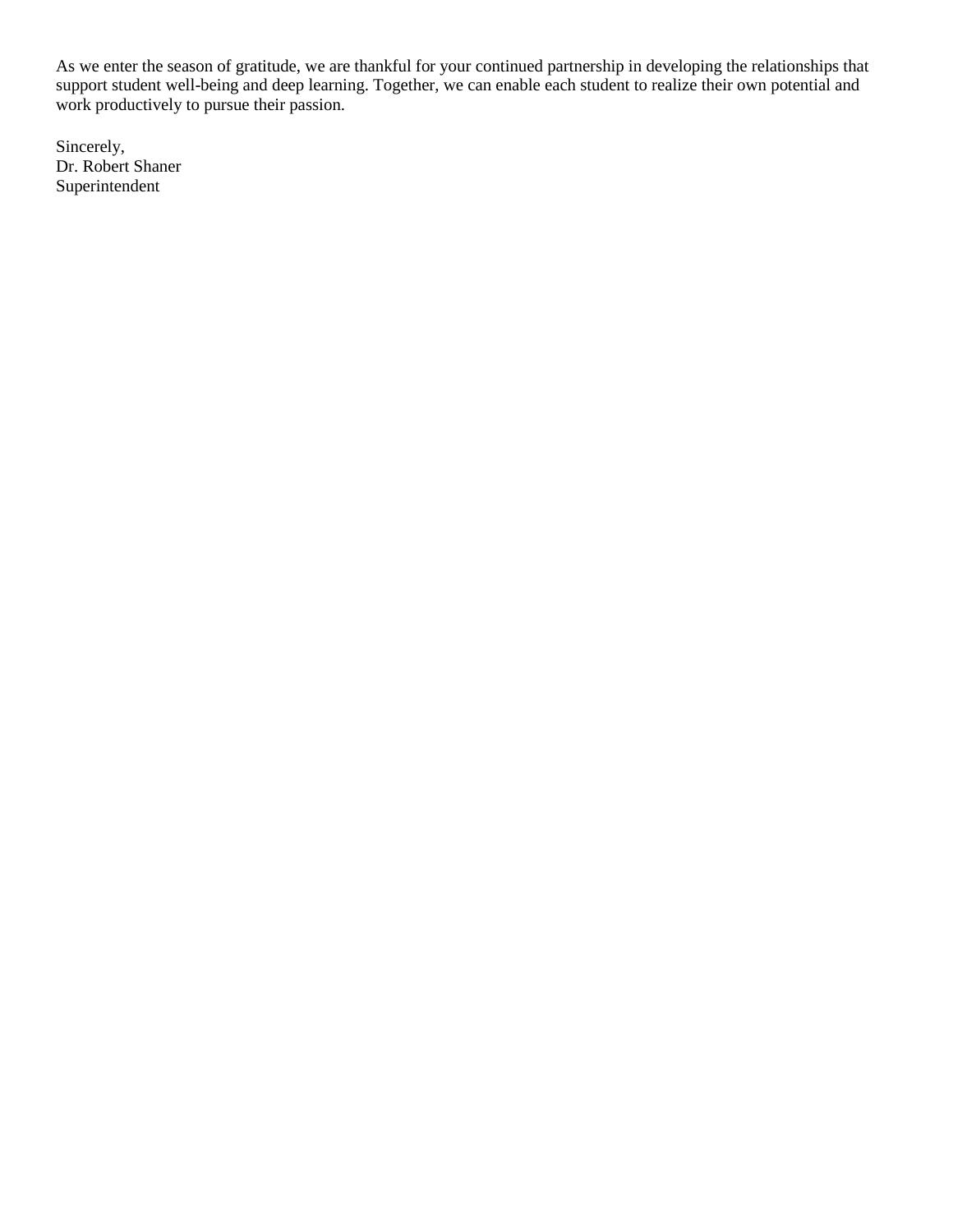As we enter the season of gratitude, we are thankful for your continued partnership in developing the relationships that support student well-being and deep learning. Together, we can enable each student to realize their own potential and work productively to pursue their passion.

Sincerely,
Dr. Robert Shaner
Superintendent